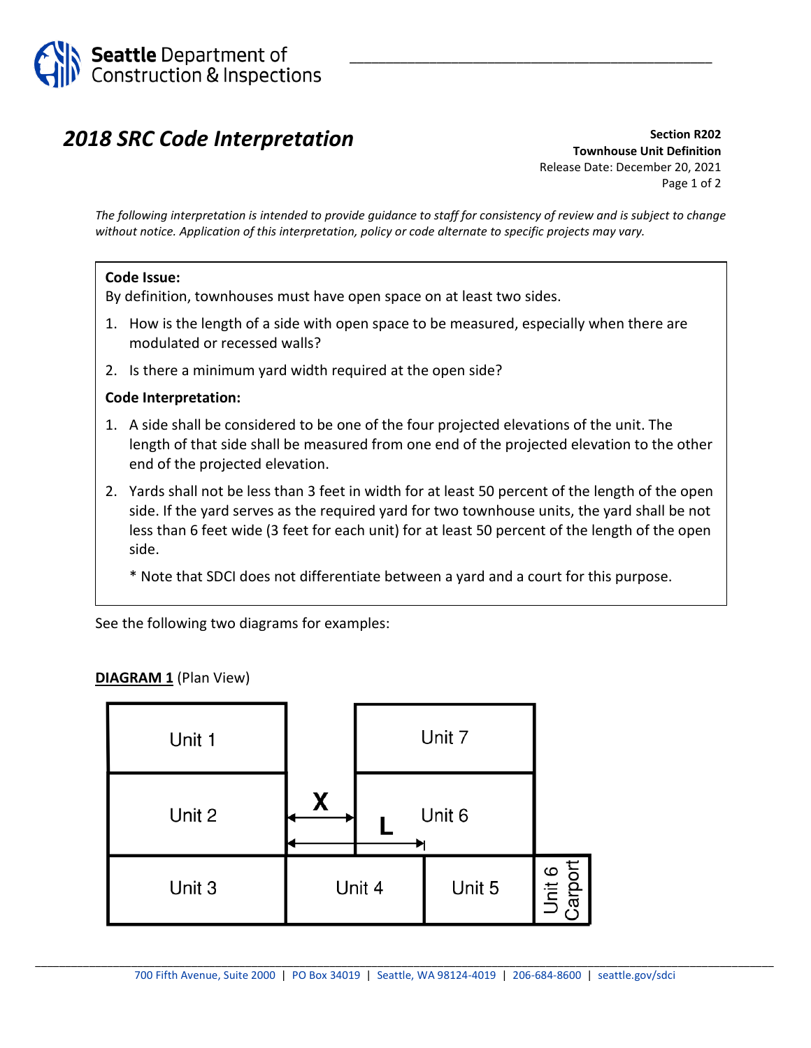# 2018 SRC Code Interpretation

**Section R202**
**Townhouse Unit Definition**
Release Date: December 20, 2021

*The following interpretation is intended to provide guidance to staff for consistency of review and is subject to change without notice. Application of this interpretation, policy or code alternate to specific projects may vary.*

**Code Issue:**

By definition, townhouses must have open space on at least two sides.

1. How is the length of a side with open space to be measured, especially when there are modulated or recessed walls?
2. Is there a minimum yard width required at the open side?

**Code Interpretation:**

1. A side shall be considered to be one of the four projected elevations of the unit. The length of that side shall be measured from one end of the projected elevation to the other end of the projected elevation.
2. Yards shall not be less than 3 feet in width for at least 50 percent of the length of the open side. If the yard serves as the required yard for two townhouse units, the yard shall be not less than 6 feet wide (3 feet for each unit) for at least 50 percent of the length of the open side.

   * Note that SDCI does not differentiate between a yard and a court for this purpose.

See the following two diagrams for examples:

**DIAGRAM 1** (Plan View)

Unit 1 | Unit 7 | Unit 2 | X | L | Unit 6 | Unit 3 | Unit 4 | Unit 5 | Unit 6 Carport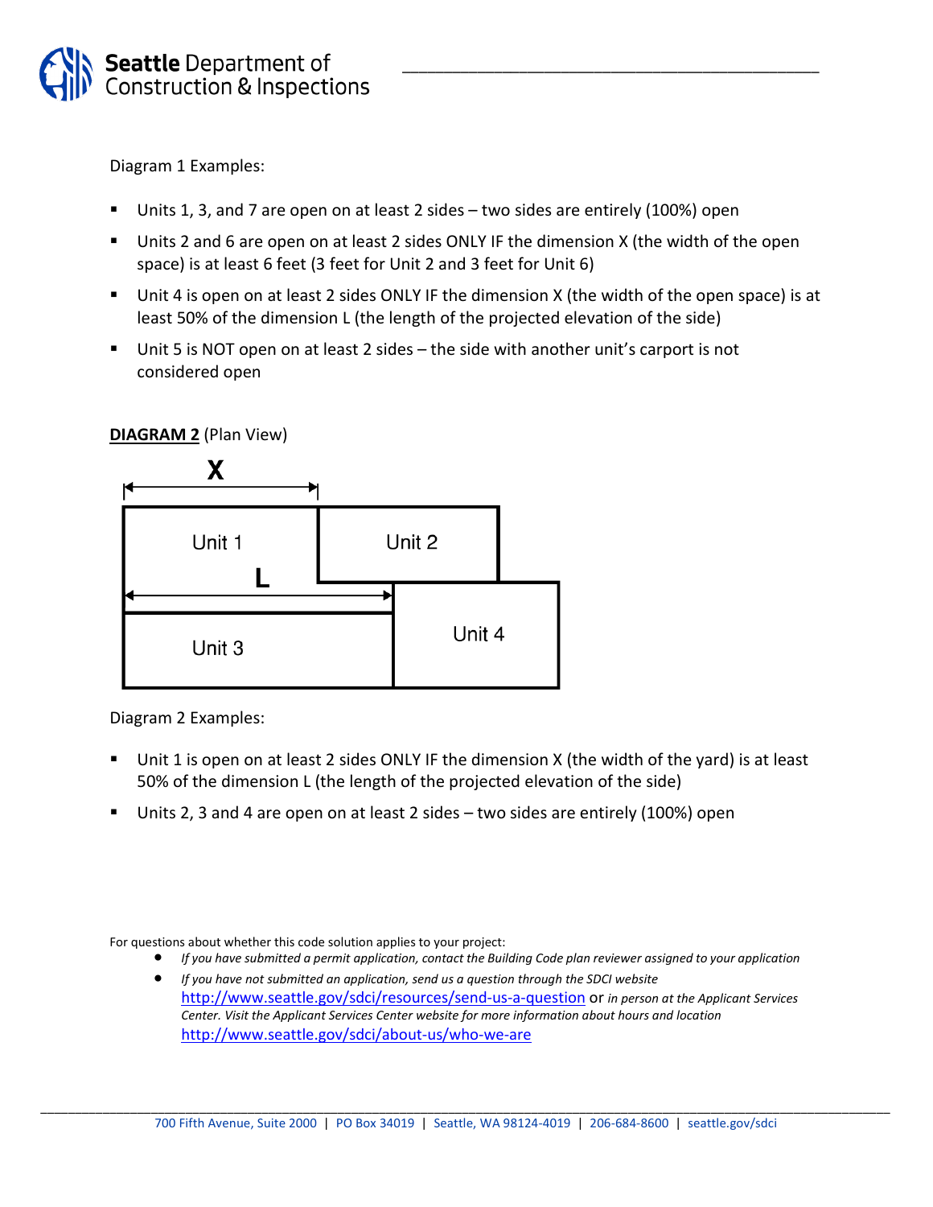Diagram 1 Examples:

- Units 1, 3, and 7 are open on at least 2 sides – two sides are entirely (100%) open
- Units 2 and 6 are open on at least 2 sides ONLY IF the dimension X (the width of the open space) is at least 6 feet (3 feet for Unit 2 and 3 feet for Unit 6)
- Unit 4 is open on at least 2 sides ONLY IF the dimension X (the width of the open space) is at least 50% of the dimension L (the length of the projected elevation of the side)
- Unit 5 is NOT open on at least 2 sides – the side with another unit's carport is not considered open

**DIAGRAM 2** (Plan View)

X

Unit 1

Unit 2

L

Unit 3

Unit 4

Diagram 2 Examples:

- Unit 1 is open on at least 2 sides ONLY IF the dimension X (the width of the yard) is at least 50% of the dimension L (the length of the projected elevation of the side)
- Units 2, 3 and 4 are open on at least 2 sides – two sides are entirely (100%) open

For questions about whether this code solution applies to your project:

- *If you have submitted a permit application, contact the Building Code plan reviewer assigned to your application*
- *If you have not submitted an application, send us a question through the SDCI website* http://www.seattle.gov/sdci/resources/send-us-a-question or *in person at the Applicant Services Center. Visit the Applicant Services Center website for more information about hours and location* http://www.seattle.gov/sdci/about-us/who-we-are